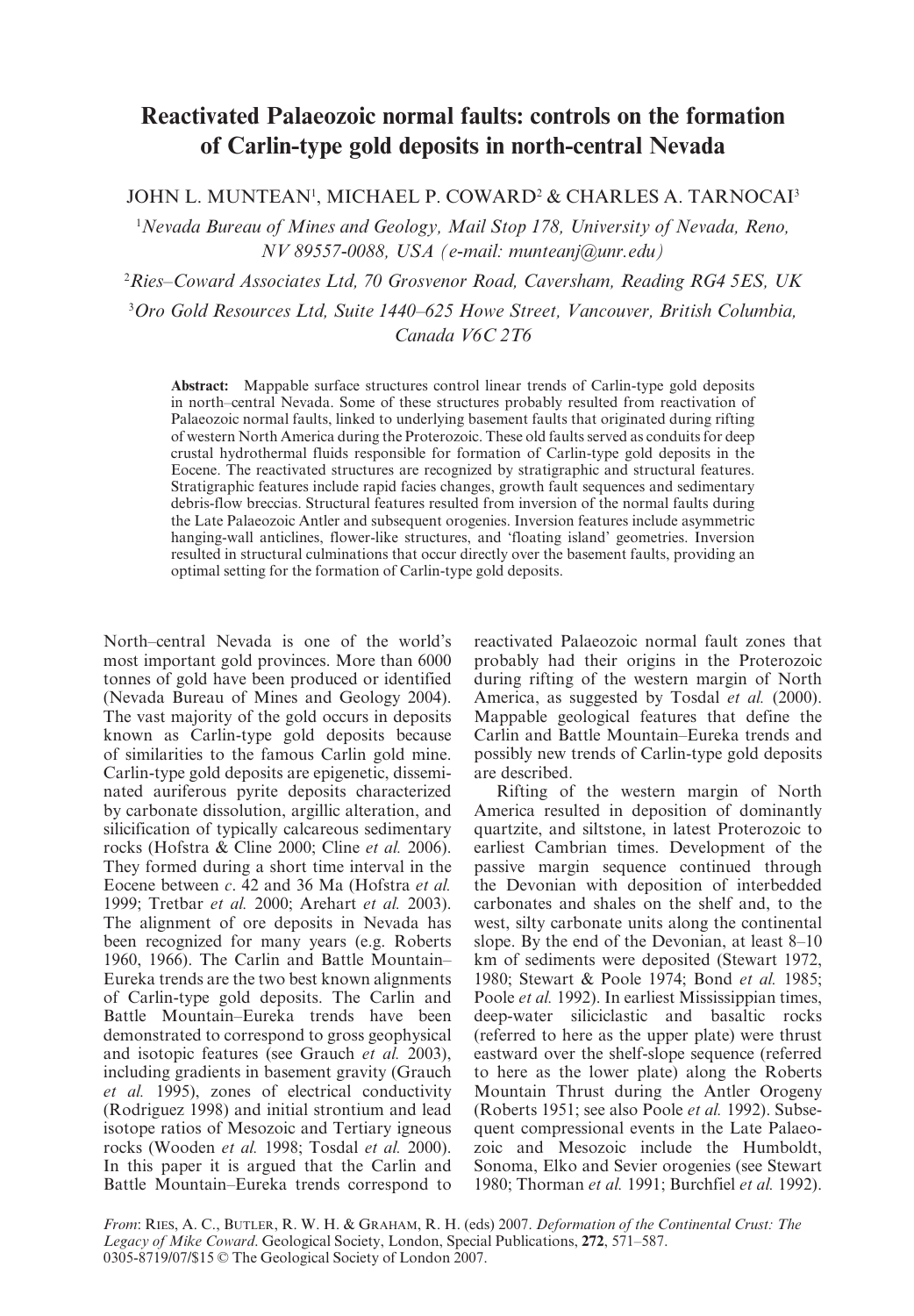# Reactivated Palaeozoic normal faults: controls on the formation of Carlin-type gold deposits in north-central Nevada

JOHN L. MUNTEAN[1], MICHAEL P. COWARD[2] & CHARLES A. TARNOCAI[3]

[1]*Nevada Bureau of Mines and Geology, Mail Stop 178, University of Nevada, Reno, NV 89557-0088, USA (e-mail: munteanj@unr.edu)*

[2]*Ries–Coward Associates Ltd, 70 Grosvenor Road, Caversham, Reading RG4 5ES, UK*

[3]*Oro Gold Resources Ltd, Suite 1440–625 Howe Street, Vancouver, British Columbia, Canada V6C 2T6*

**Abstract:** Mappable surface structures control linear trends of Carlin-type gold deposits in north–central Nevada. Some of these structures probably resulted from reactivation of Palaeozoic normal faults, linked to underlying basement faults that originated during rifting of western North America during the Proterozoic. These old faults served as conduits for deep crustal hydrothermal fluids responsible for formation of Carlin-type gold deposits in the Eocene. The reactivated structures are recognized by stratigraphic and structural features. Stratigraphic features include rapid facies changes, growth fault sequences and sedimentary debris-flow breccias. Structural features resulted from inversion of the normal faults during the Late Palaeozoic Antler and subsequent orogenies. Inversion features include asymmetric hanging-wall anticlines, flower-like structures, and 'floating island' geometries. Inversion resulted in structural culminations that occur directly over the basement faults, providing an optimal setting for the formation of Carlin-type gold deposits.

North–central Nevada is one of the world's most important gold provinces. More than 6000 tonnes of gold have been produced or identified (Nevada Bureau of Mines and Geology 2004). The vast majority of the gold occurs in deposits known as Carlin-type gold deposits because of similarities to the famous Carlin gold mine. Carlin-type gold deposits are epigenetic, disseminated auriferous pyrite deposits characterized by carbonate dissolution, argillic alteration, and silicification of typically calcareous sedimentary rocks (Hofstra & Cline 2000; Cline *et al.* 2006). They formed during a short time interval in the Eocene between *c*. 42 and 36 Ma (Hofstra *et al.* 1999; Tretbar *et al.* 2000; Arehart *et al.* 2003). The alignment of ore deposits in Nevada has been recognized for many years (e.g. Roberts 1960, 1966). The Carlin and Battle Mountain–Eureka trends are the two best known alignments of Carlin-type gold deposits. The Carlin and Battle Mountain–Eureka trends have been demonstrated to correspond to gross geophysical and isotopic features (see Grauch *et al.* 2003), including gradients in basement gravity (Grauch *et al.* 1995), zones of electrical conductivity (Rodriguez 1998) and initial strontium and lead isotope ratios of Mesozoic and Tertiary igneous rocks (Wooden *et al.* 1998; Tosdal *et al.* 2000). In this paper it is argued that the Carlin and Battle Mountain–Eureka trends correspond to reactivated Palaeozoic normal fault zones that probably had their origins in the Proterozoic during rifting of the western margin of North America, as suggested by Tosdal *et al.* (2000). Mappable geological features that define the Carlin and Battle Mountain–Eureka trends and possibly new trends of Carlin-type gold deposits are described.

Rifting of the western margin of North America resulted in deposition of dominantly quartzite, and siltstone, in latest Proterozoic to earliest Cambrian times. Development of the passive margin sequence continued through the Devonian with deposition of interbedded carbonates and shales on the shelf and, to the west, silty carbonate units along the continental slope. By the end of the Devonian, at least 8–10 km of sediments were deposited (Stewart 1972, 1980; Stewart & Poole 1974; Bond *et al.* 1985; Poole *et al.* 1992). In earliest Mississippian times, deep-water siliciclastic and basaltic rocks (referred to here as the upper plate) were thrust eastward over the shelf-slope sequence (referred to here as the lower plate) along the Roberts Mountain Thrust during the Antler Orogeny (Roberts 1951; see also Poole *et al.* 1992). Subsequent compressional events in the Late Palaeozoic and Mesozoic include the Humboldt, Sonoma, Elko and Sevier orogenies (see Stewart 1980; Thorman *et al.* 1991; Burchfiel *et al.* 1992).

*From*: Ries, A. C., Butler, R. W. H. & Graham, R. H. (eds) 2007. *Deformation of the Continental Crust: The Legacy of Mike Coward*. Geological Society, London, Special Publications, **272**, 571–587.
0305-8719/07/$15 © The Geological Society of London 2007.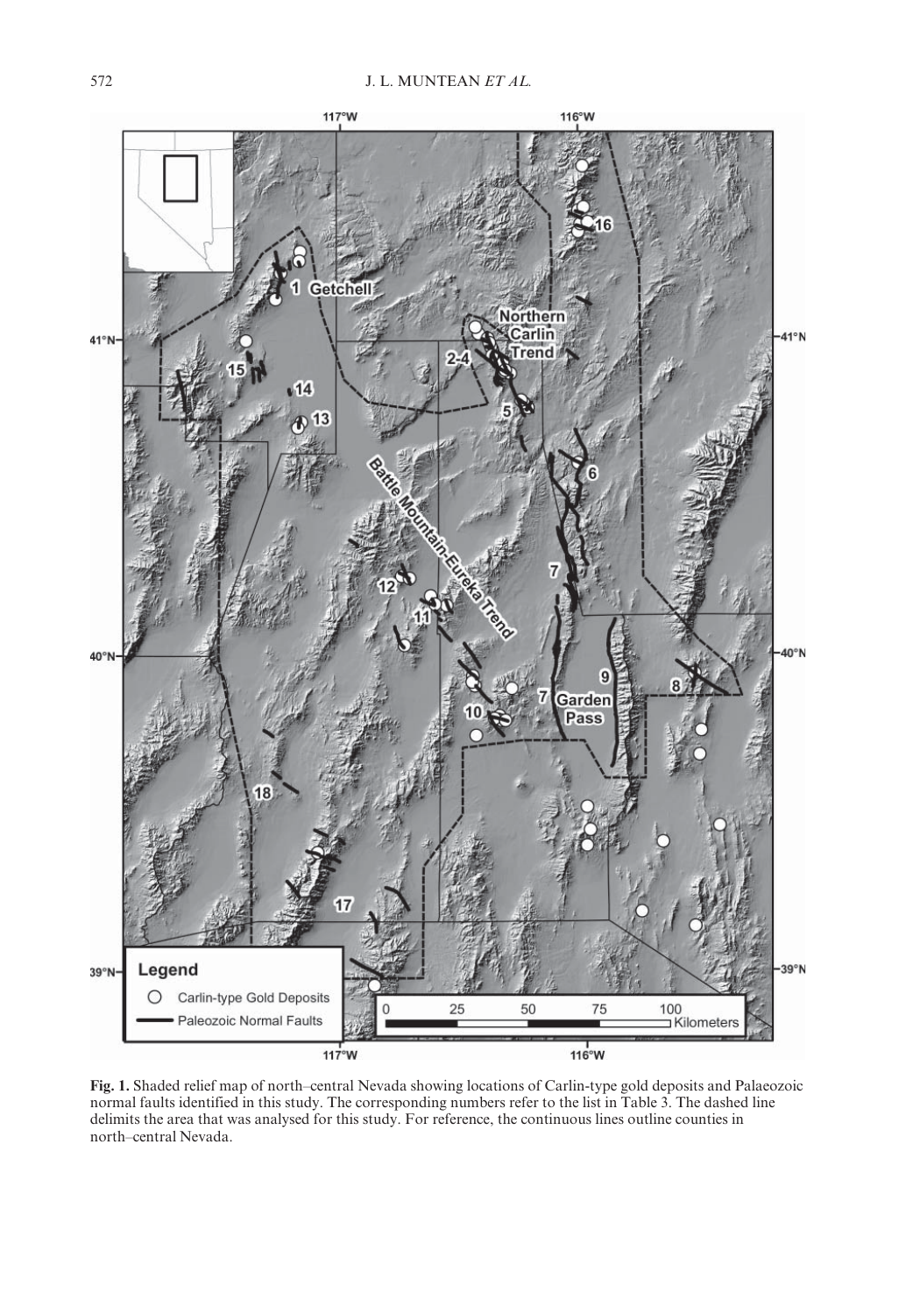**Fig. 1.** Shaded relief map of north–central Nevada showing locations of Carlin-type gold deposits and Palaeozoic normal faults identified in this study. The corresponding numbers refer to the list in Table 3. The dashed line delimits the area that was analysed for this study. For reference, the continuous lines outline counties in north–central Nevada.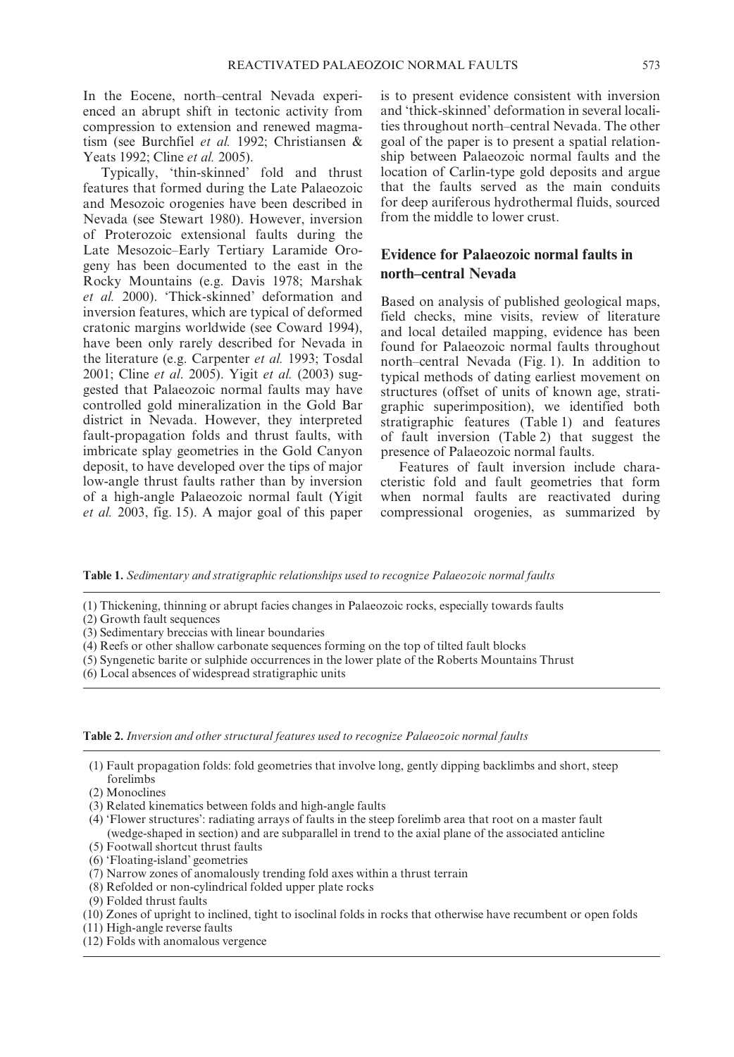In the Eocene, north–central Nevada experienced an abrupt shift in tectonic activity from compression to extension and renewed magmatism (see Burchfiel *et al.* 1992; Christiansen & Yeats 1992; Cline *et al.* 2005).

Typically, 'thin-skinned' fold and thrust features that formed during the Late Palaeozoic and Mesozoic orogenies have been described in Nevada (see Stewart 1980). However, inversion of Proterozoic extensional faults during the Late Mesozoic–Early Tertiary Laramide Orogeny has been documented to the east in the Rocky Mountains (e.g. Davis 1978; Marshak *et al.* 2000). 'Thick-skinned' deformation and inversion features, which are typical of deformed cratonic margins worldwide (see Coward 1994), have been only rarely described for Nevada in the literature (e.g. Carpenter *et al.* 1993; Tosdal 2001; Cline *et al.* 2005). Yigit *et al.* (2003) suggested that Palaeozoic normal faults may have controlled gold mineralization in the Gold Bar district in Nevada. However, they interpreted fault-propagation folds and thrust faults, with imbricate splay geometries in the Gold Canyon deposit, to have developed over the tips of major low-angle thrust faults rather than by inversion of a high-angle Palaeozoic normal fault (Yigit *et al.* 2003, fig. 15). A major goal of this paper is to present evidence consistent with inversion and 'thick-skinned' deformation in several localities throughout north–central Nevada. The other goal of the paper is to present a spatial relationship between Palaeozoic normal faults and the location of Carlin-type gold deposits and argue that the faults served as the main conduits for deep auriferous hydrothermal fluids, sourced from the middle to lower crust.

## Evidence for Palaeozoic normal faults in north–central Nevada

Based on analysis of published geological maps, field checks, mine visits, review of literature and local detailed mapping, evidence has been found for Palaeozoic normal faults throughout north–central Nevada (Fig. 1). In addition to typical methods of dating earliest movement on structures (offset of units of known age, stratigraphic superimposition), we identified both stratigraphic features (Table 1) and features of fault inversion (Table 2) that suggest the presence of Palaeozoic normal faults.

Features of fault inversion include characteristic fold and fault geometries that form when normal faults are reactivated during compressional orogenies, as summarized by

**Table 1.** *Sedimentary and stratigraphic relationships used to recognize Palaeozoic normal faults*

| |
|---|
| (1) Thickening, thinning or abrupt facies changes in Palaeozoic rocks, especially towards faults |
| (2) Growth fault sequences |
| (3) Sedimentary breccias with linear boundaries |
| (4) Reefs or other shallow carbonate sequences forming on the top of tilted fault blocks |
| (5) Syngenetic barite or sulphide occurrences in the lower plate of the Roberts Mountains Thrust |
| (6) Local absences of widespread stratigraphic units |

**Table 2.** *Inversion and other structural features used to recognize Palaeozoic normal faults*

| |
|---|
| (1) Fault propagation folds: fold geometries that involve long, gently dipping backlimbs and short, steep forelimbs |
| (2) Monoclines |
| (3) Related kinematics between folds and high-angle faults |
| (4) 'Flower structures': radiating arrays of faults in the steep forelimb area that root on a master fault (wedge-shaped in section) and are subparallel in trend to the axial plane of the associated anticline |
| (5) Footwall shortcut thrust faults |
| (6) 'Floating-island' geometries |
| (7) Narrow zones of anomalously trending fold axes within a thrust terrain |
| (8) Refolded or non-cylindrical folded upper plate rocks |
| (9) Folded thrust faults |
| (10) Zones of upright to inclined, tight to isoclinal folds in rocks that otherwise have recumbent or open folds |
| (11) High-angle reverse faults |
| (12) Folds with anomalous vergence |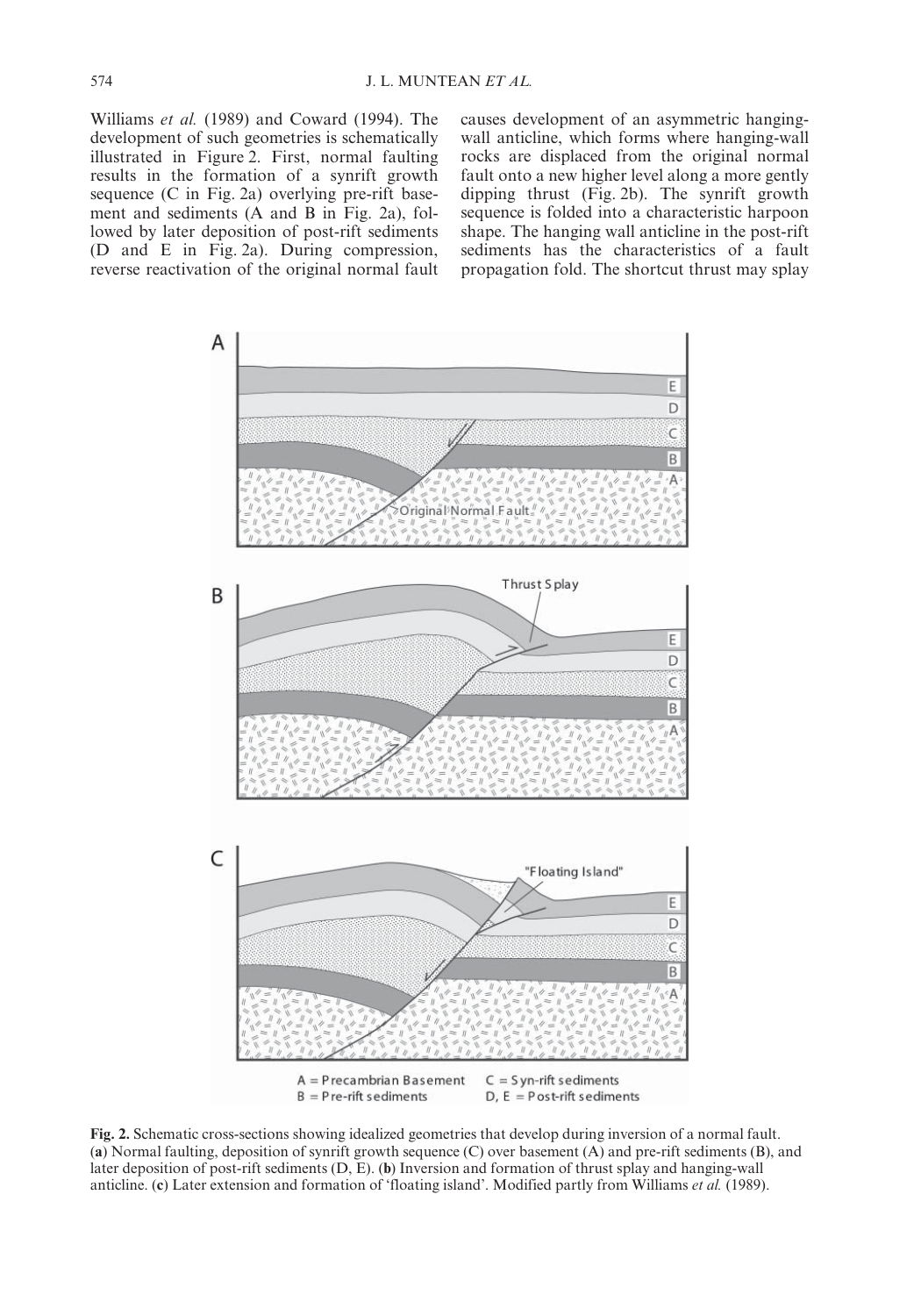Williams *et al.* (1989) and Coward (1994). The development of such geometries is schematically illustrated in Figure 2. First, normal faulting results in the formation of a synrift growth sequence (C in Fig. 2a) overlying pre-rift basement and sediments (A and B in Fig. 2a), followed by later deposition of post-rift sediments (D and E in Fig. 2a). During compression, reverse reactivation of the original normal fault causes development of an asymmetric hanging-wall anticline, which forms where hanging-wall rocks are displaced from the original normal fault onto a new higher level along a more gently dipping thrust (Fig. 2b). The synrift growth sequence is folded into a characteristic harpoon shape. The hanging wall anticline in the post-rift sediments has the characteristics of a fault propagation fold. The shortcut thrust may splay

A = Precambrian Basement C = Syn-rift sediments
B = Pre-rift sediments D, E = Post-rift sediments

**Fig. 2.** Schematic cross-sections showing idealized geometries that develop during inversion of a normal fault. (**a**) Normal faulting, deposition of synrift growth sequence (C) over basement (A) and pre-rift sediments (B), and later deposition of post-rift sediments (D, E). (**b**) Inversion and formation of thrust splay and hanging-wall anticline. (**c**) Later extension and formation of 'floating island'. Modified partly from Williams *et al.* (1989).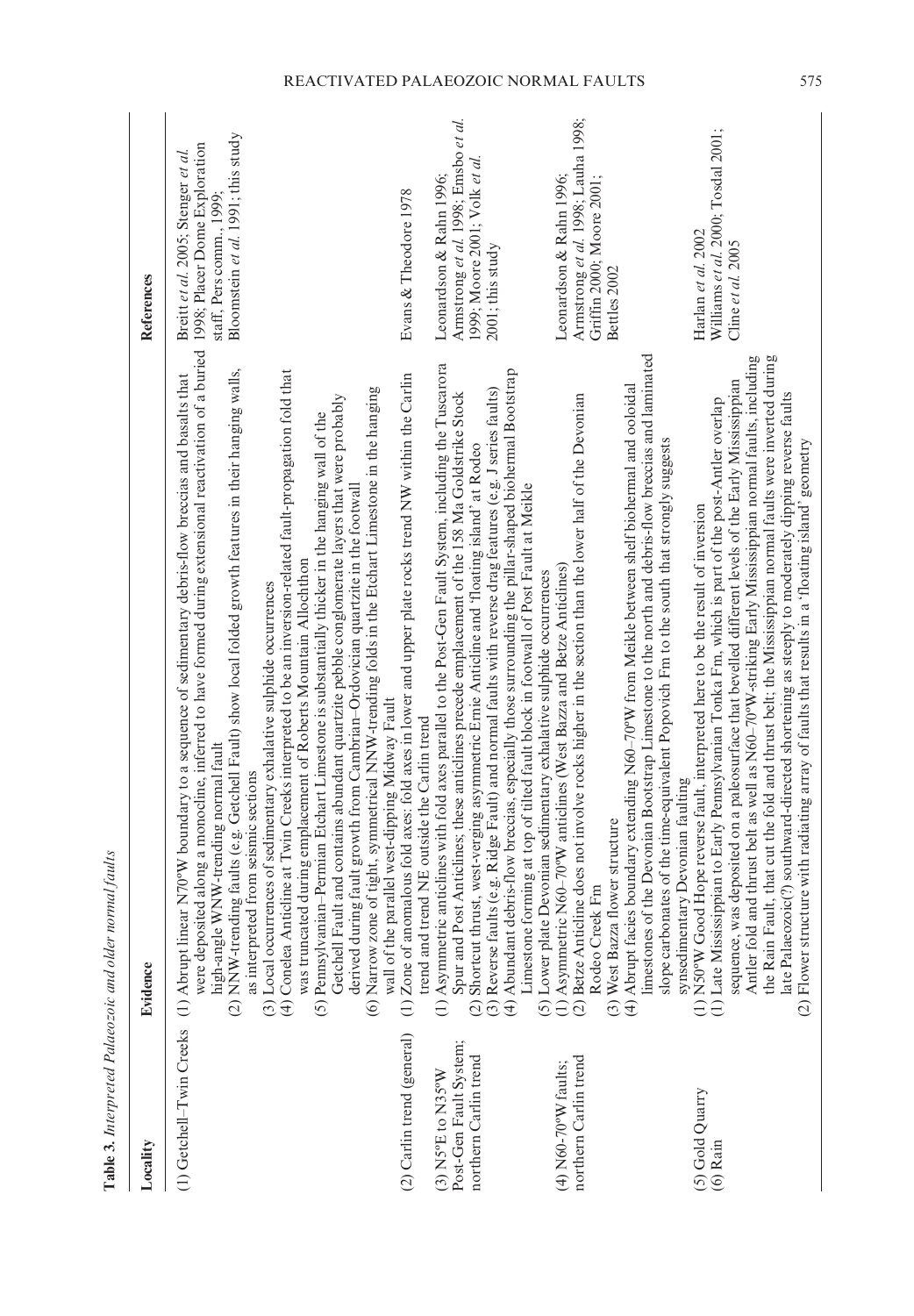**Table 3.** *Interpreted Palaeozoic and older normal faults*

| Locality | Evidence | References |
|---|---|---|
| (1) Getchell–Twin Creeks | (1) Abrupt linear N70°W boundary to a sequence of sedimentary debris-flow breccias and basalts that were deposited along a monocline, inferred to have formed during extensional reactivation of a buried high-angle WNW-trending normal fault<br>(2) NNW-trending faults (e.g. Getchell Fault) show local folded growth features in their hanging walls, as interpreted from seismic sections<br>(3) Local occurrences of sedimentary exhalative sulphide occurrences<br>(4) Conelea Anticline at Twin Creeks interpreted to be an inversion-related fault-propagation fold that was truncated during emplacement of Roberts Mountain Allochthon<br>(5) Pennsylvanian–Permian Etchart Limestone is substantially thicker in the hanging wall of the Getchell Fault and contains abundant quartzite pebble conglomerate layers that were probably derived during fault growth from Cambrian–Ordovician quartzite in the footwall<br>(6) Narrow zone of tight, symmetrical NNW-trending folds in the Etchart Limestone in the hanging wall of the parallel west-dipping Midway Fault | Breitt *et al.* 2005; Stenger *et al.* 1998; Placer Dome Exploration staff, Pers comm., 1999; Bloomstein *et al.* 1991; this study |
| (2) Carlin trend (general) | (1) Zone of anomalous fold axes: fold axes in lower and upper plate rocks trend NW within the Carlin trend and trend NE outside the Carlin trend | Evans & Theodore 1978 |
| (3) N5°E to N35°W Post-Gen Fault System; northern Carlin trend | (1) Asymmetric anticlines with fold axes parallel to the Post-Gen Fault System, including the Tuscarora Spur and Post Anticlines; these anticlines precede emplacement of the 158 Ma Goldstrike Stock<br>(2) Shortcut thrust, west-verging asymmetric Ernie Anticline and 'floating island' at Rodeo<br>(3) Reverse faults (e.g. Ridge Fault) and normal faults with reverse drag features (e.g. J series faults)<br>(4) Abundant debris-flow breccias, especially those surrounding the pillar-shaped biohermal Bootstrap Limestone forming at top of tilted fault block in footwall of Post Fault at Meikle<br>(5) Lower plate Devonian sedimentary exhalative sulphide occurrences | Leonardson & Rahn 1996; Armstrong *et al.* 1998; Emsbo *et al.* 1999; Moore 2001; Volk *et al.* 2001; this study |
| (4) N60–70°W faults; northern Carlin trend | (1) Asymmetric N60–70°W anticlines (West Bazza and Betze Anticlines)<br>(2) Betze Anticline does not involve rocks higher in the section than the lower half of the Devonian Rodeo Creek Fm<br>(3) West Bazza flower structure<br>(4) Abrupt facies boundary extending N60–70°W from Meikle between shelf biohermal and oolodal limestones of the Devonian Bootstrap Limestone to the north and debris-flow breccias and laminated slope carbonates of the time-equivalent Popovich Fm to the south that strongly suggests synsedimentary Devonian faulting | Leonardson & Rahn 1996; Armstrong *et al.* 1998; Lauha 1998; Griffin 2000; Moore 2001; Bettles 2002 |
| (5) Gold Quarry | (1) N50°W Good Hope reverse fault, interpreted here to be the result of inversion | Harlan *et al.* 2002 |
| (6) Rain | (1) Late Mississippian to Early Pennsylvanian Tonka Fm, which is part of the post-Antler overlap sequence, was deposited on a paleosurface that bevelled different levels of the Early Mississippian Antler fold and thrust belt as well as N60–70°W-striking Early Mississippian normal faults, including the Rain Fault, that cut the fold and thrust belt; the Mississippian normal faults were inverted during late Palaeozoic(?) southward-directed shortening as steeply to moderately dipping reverse faults<br>(2) Flower structure with radiating array of faults that results in a 'floating island' geometry | Williams *et al.* 2000; Tosdal 2001; Cline *et al.* 2005 |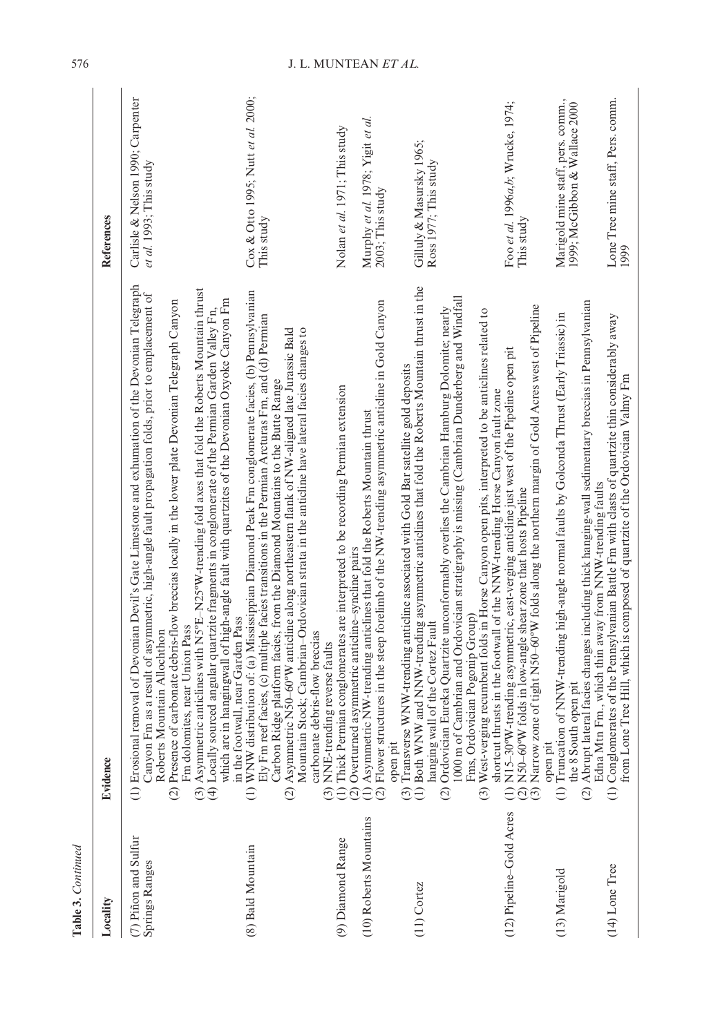**Table 3.** *Continued*

| Locality | Evidence | References |
|---|---|---|
| (7) Piñon and Sulfur Springs Ranges | (1) Erosional removal of Devonian Devil's Gate Limestone and exhumation of the Devonian Telegraph Canyon Fm as a result of asymmetric, high-angle fault propagation folds, prior to emplacement of Roberts Mountain Allochthon<br>(2) Presence of carbonate debris-flow breccias locally in the lower plate Devonian Telegraph Canyon Fm dolomites, near Union Pass<br>(3) Asymmetric anticlines with N5°E–N25°W-trending fold axes that fold the Roberts Mountain thrust<br>(4) Locally sourced angular quartzite fragments in conglomerate of the Permian Garden Valley Fn, which are in hangingwall of high-angle fault with quartzites of the Devonian Oxyoke Canyon Fm in the footwall, near Garden Pass | Carlisle & Nelson 1990; Carpenter *et al.* 1993; This study |
| (8) Bald Mountain | (1) WNW distribution of: (a) Mississippian Diamond Peak Fm conglomerate facies, (b) Pennsylvanian Ely Fm reef facies, (c) multiple facies transitions in the Permian Arcturas Fm, and (d) Permian Carbon Ridge platform facies, from the Diamond Mountains to the Butte Range<br>(2) Asymmetric N50–60°W anticline along northeastern flank of NW-aligned late Jurassic Bald Mountain Stock; Cambrian–Ordovician strata in the anticline have lateral facies changes to carbonate debris-flow breccias<br>(3) NNE-trending reverse faults | Cox & Otto 1995; Nutt *et al.* 2000; This study |
| (9) Diamond Range | (1) Thick Permian conglomerates are interpreted to be recording Permian extension<br>(2) Overturned asymmetric anticline–syncline pairs | Nolan *et al.* 1971; This study |
| (10) Roberts Mountains | (1) Asymmetric NW-trending anticlines that fold the Roberts Mountain thrust<br>(2) Flower structures in the steep forelimb of the NW-trending asymmetric anticline in Gold Canyon open pit<br>(3) Transverse WNW-trending anticline associated with Gold Bar satellite gold deposits | Murphy *et al.* 1978; Yigit *et al.* 2003; This study |
| (11) Cortez | (1) Both WNW and NNW-trending asymmetric anticlines that fold the Roberts Mountain thrust in the hanging wall of the Cortez Fault<br>(2) Ordovician Eureka Quartzite unconformably overlies the Cambrian Hamburg Dolomite; nearly 1000 m of Cambrian and Ordovician stratigraphy is missing (Cambrian Dunderberg and Windfall Fms, Ordovician Pogonip Group)<br>(3) West-verging recumbent folds in Horse Canyon open pits, interpreted to be anticlines related to shortcut thrusts in the footwall of the NNW-trending Horse Canyon fault zone | Gilluly & Masursky 1965; Ross 1977; This study |
| (12) Pipeline–Gold Acres | (1) N15–30°W-trending asymmetric, east-verging anticline just west of the Pipeline open pit<br>(2) N50–60°W folds in low-angle shear zone that hosts Pipeline<br>(3) Narrow zone of tight N50–60°W folds along the northern margin of Gold Acres west of Pipeline open pit | Foo *et al.* 1996*a*,*b*; Wrucke, 1974; This study |
| (13) Marigold | (1) Truncation of NNW-trending high-angle normal faults by Golconda Thrust (Early Triassic) in the 8 South open pit<br>(2) Abrupt lateral facies changes including thick hanging-wall sedimentary breccias in Pennsylvanian Edna Mtn Fm., which thin away from NNW-trending faults | Marigold mine staff, pers. comm., 1999; McGibbon & Wallace 2000 |
| (14) Lone Tree | (1) Conglomerates of the Pennsylvanian Battle Fm with clasts of quartzite thin considerably away from Lone Tree Hill, which is composed of quartzite of the Ordovician Valmy Fm | Lone Tree mine staff, Pers. comm. 1999 |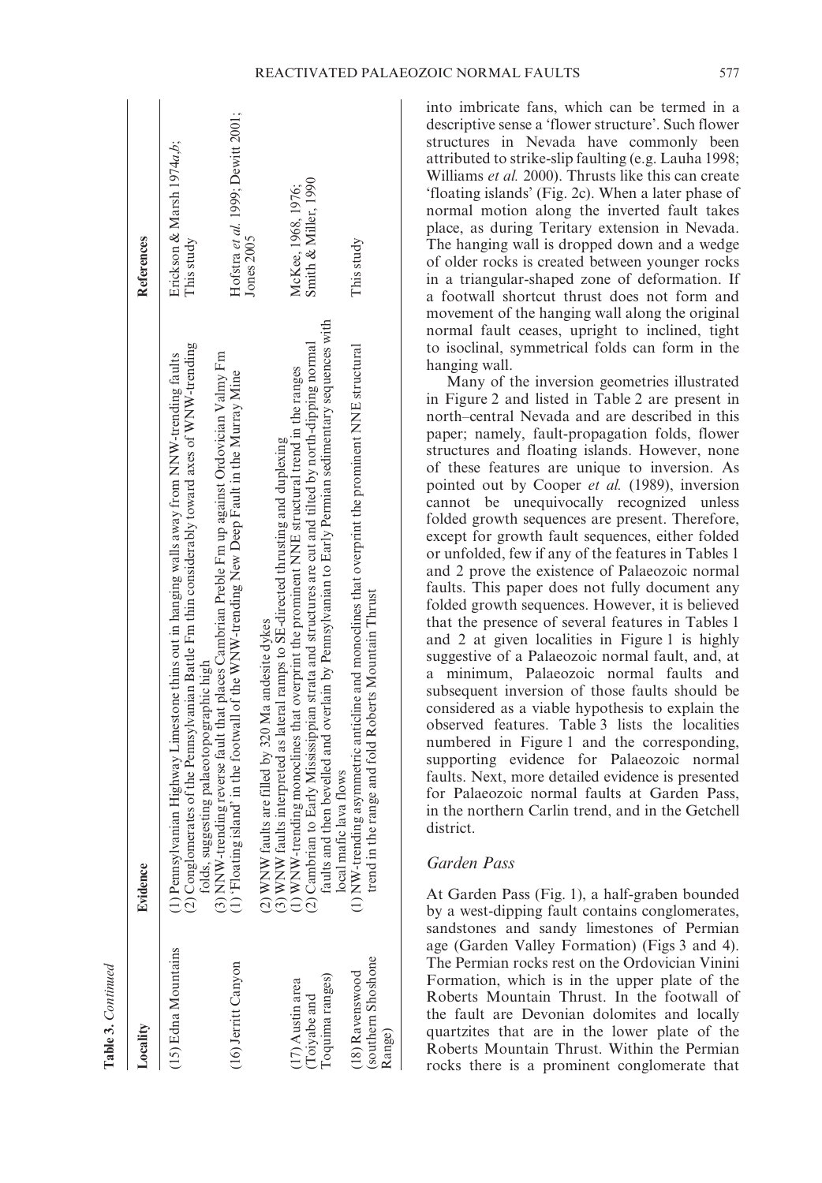**Table 3.** *Continued*

| Locality | Evidence | References |
|---|---|---|
| (15) Edna Mountains | (1) Pennsylvanian Highway Limestone thins out in hanging walls away from NNW-trending faults<br>(2) Conglomerates of the Pennsylvanian Battle Fm thin considerably toward axes of WNW-trending folds, suggesting palaeotopographic high<br>(3) NNW-trending reverse fault that places Cambrian Preble Fm up against Ordovician Valmy Fm | Erickson & Marsh 1974*a*,*b*; This study |
| (16) Jerritt Canyon | (1) 'Floating island' in the footwall of the WNW-trending New Deep Fault in the Murray Mine<br>(2) WNW faults are filled by 320 Ma andesite dykes<br>(3) WNW faults interpreted as lateral ramps to SE-directed thrusting and duplexing | Hofstra *et al.* 1999; Dewitt 2001; Jones 2005 |
| (17) Austin area (Toiyabe and Toquima ranges) | (1) WNW-trending monoclines that overprint the prominent NNE structural trend in the ranges<br>(2) Cambrian to Early Mississippian strata and structures are cut and tilted by north-dipping normal faults and then bevelled and overlain by Pennsylvanian to Early Permian sedimentary sequences with local mafic lava flows | McKee, 1968, 1976; Smith & Miller, 1990 |
| (18) Ravenswood (southern Shoshone Range) | (1) NW-trending asymmetric anticline and monoclines that overprint the prominent NNE structural trend in the range and fold Roberts Mountain Thrust | This study |

into imbricate fans, which can be termed in a descriptive sense a 'flower structure'. Such flower structures in Nevada have commonly been attributed to strike-slip faulting (e.g. Lauha 1998; Williams *et al.* 2000). Thrusts like this can create 'floating islands' (Fig. 2c). When a later phase of normal motion along the inverted fault takes place, as during Teritary extension in Nevada. The hanging wall is dropped down and a wedge of older rocks is created between younger rocks in a triangular-shaped zone of deformation. If a footwall shortcut thrust does not form and movement of the hanging wall along the original normal fault ceases, upright to inclined, tight to isoclinal, symmetrical folds can form in the hanging wall.

Many of the inversion geometries illustrated in Figure 2 and listed in Table 2 are present in north–central Nevada and are described in this paper; namely, fault-propagation folds, flower structures and floating islands. However, none of these features are unique to inversion. As pointed out by Cooper *et al.* (1989), inversion cannot be unequivocally recognized unless folded growth sequences are present. Therefore, except for growth fault sequences, either folded or unfolded, few if any of the features in Tables 1 and 2 prove the existence of Palaeozoic normal faults. This paper does not fully document any folded growth sequences. However, it is believed that the presence of several features in Tables 1 and 2 at given localities in Figure 1 is highly suggestive of a Palaeozoic normal fault, and, at a minimum, Palaeozoic normal faults and subsequent inversion of those faults should be considered as a viable hypothesis to explain the observed features. Table 3 lists the localities numbered in Figure 1 and the corresponding, supporting evidence for Palaeozoic normal faults. Next, more detailed evidence is presented for Palaeozoic normal faults at Garden Pass, in the northern Carlin trend, and in the Getchell district.

### Garden Pass

At Garden Pass (Fig. 1), a half-graben bounded by a west-dipping fault contains conglomerates, sandstones and sandy limestones of Permian age (Garden Valley Formation) (Figs 3 and 4). The Permian rocks rest on the Ordovician Vinini Formation, which is in the upper plate of the Roberts Mountain Thrust. In the footwall of the fault are Devonian dolomites and locally quartzites that are in the lower plate of the Roberts Mountain Thrust. Within the Permian rocks there is a prominent conglomerate that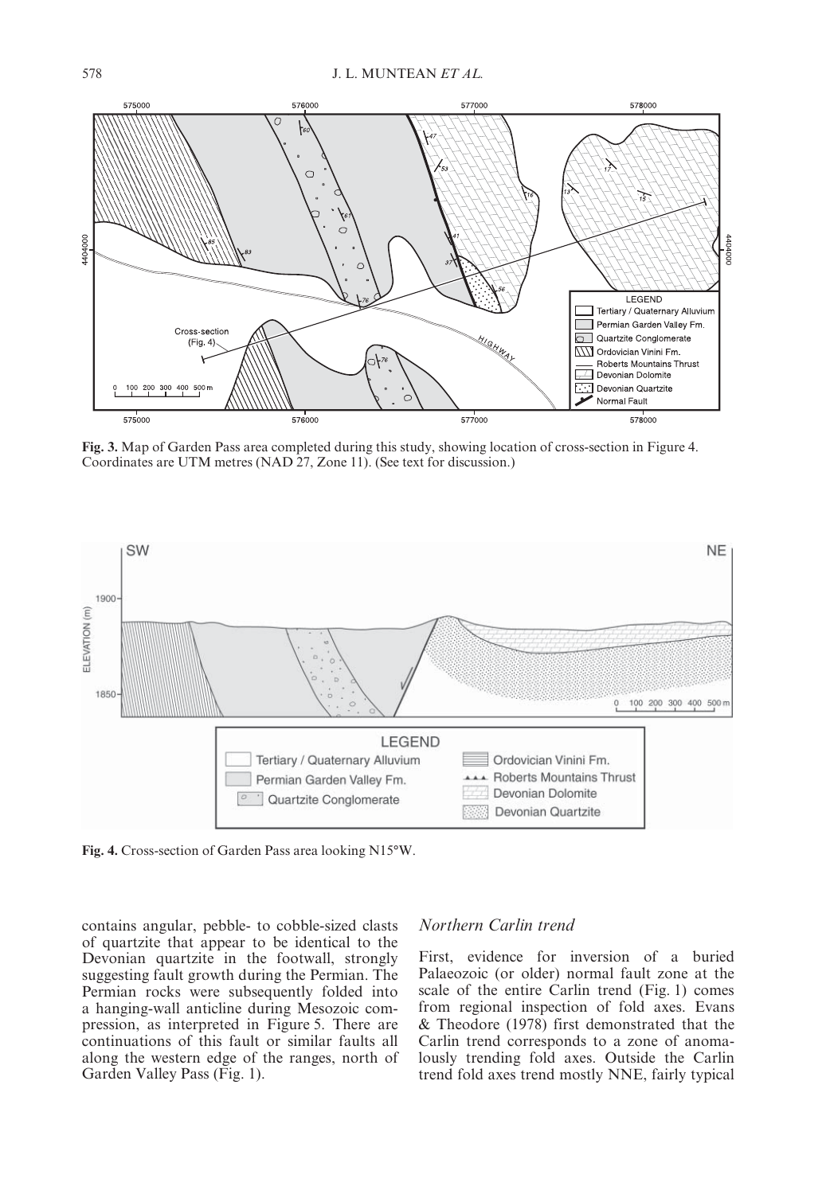**Fig. 3.** Map of Garden Pass area completed during this study, showing location of cross-section in Figure 4. Coordinates are UTM metres (NAD 27, Zone 11). (See text for discussion.)

**Fig. 4.** Cross-section of Garden Pass area looking N15°W.

contains angular, pebble- to cobble-sized clasts of quartzite that appear to be identical to the Devonian quartzite in the footwall, strongly suggesting fault growth during the Permian. The Permian rocks were subsequently folded into a hanging-wall anticline during Mesozoic compression, as interpreted in Figure 5. There are continuations of this fault or similar faults all along the western edge of the ranges, north of Garden Valley Pass (Fig. 1).

### *Northern Carlin trend*

First, evidence for inversion of a buried Palaeozoic (or older) normal fault zone at the scale of the entire Carlin trend (Fig. 1) comes from regional inspection of fold axes. Evans & Theodore (1978) first demonstrated that the Carlin trend corresponds to a zone of anomalously trending fold axes. Outside the Carlin trend fold axes trend mostly NNE, fairly typical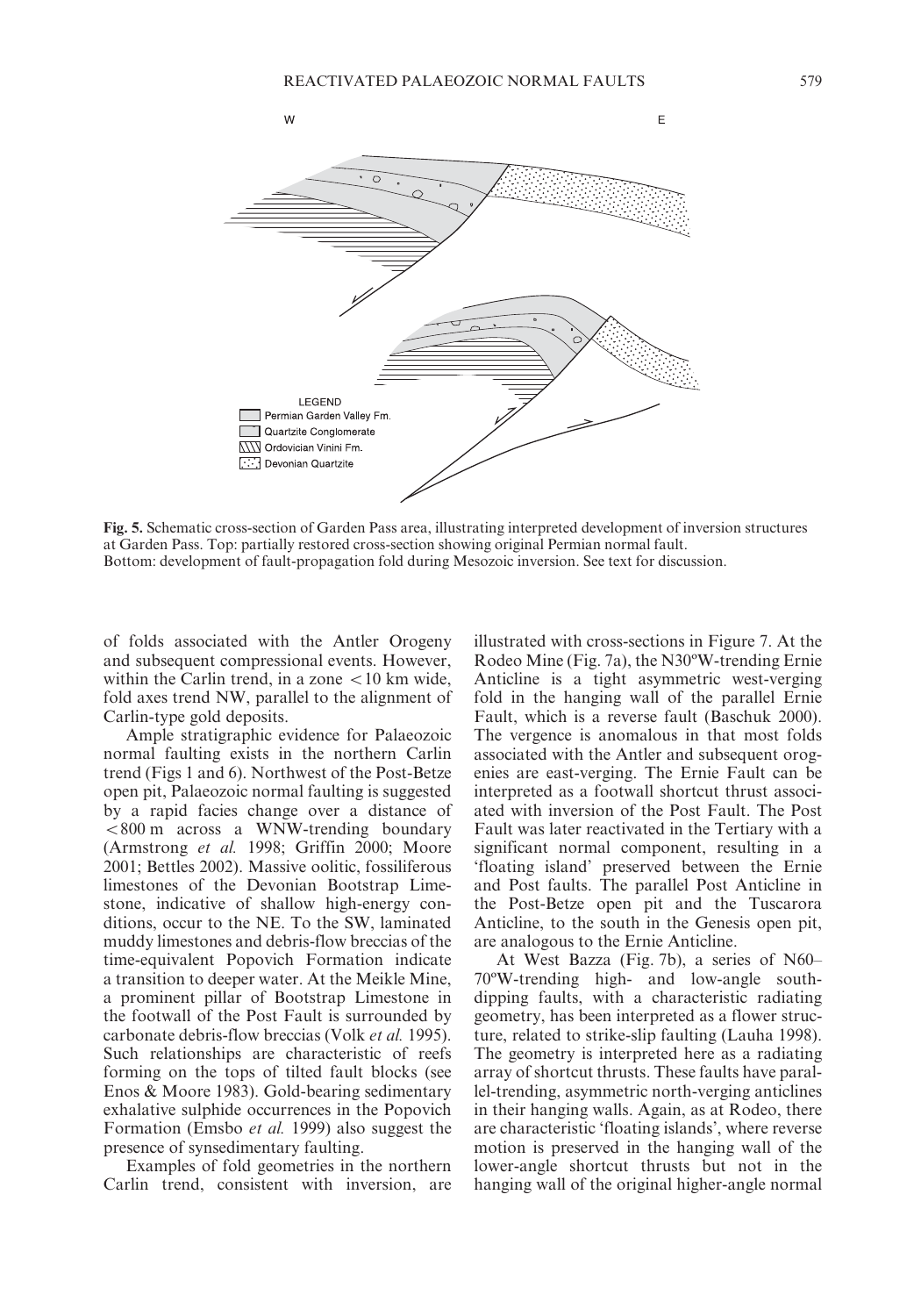Fig. 5. Schematic cross-section of Garden Pass area, illustrating interpreted development of inversion structures at Garden Pass. Top: partially restored cross-section showing original Permian normal fault. Bottom: development of fault-propagation fold during Mesozoic inversion. See text for discussion.

of folds associated with the Antler Orogeny and subsequent compressional events. However, within the Carlin trend, in a zone <10 km wide, fold axes trend NW, parallel to the alignment of Carlin-type gold deposits.

Ample stratigraphic evidence for Palaeozoic normal faulting exists in the northern Carlin trend (Figs 1 and 6). Northwest of the Post-Betze open pit, Palaeozoic normal faulting is suggested by a rapid facies change over a distance of <800 m across a WNW-trending boundary (Armstrong *et al.* 1998; Griffin 2000; Moore 2001; Bettles 2002). Massive oolitic, fossiliferous limestones of the Devonian Bootstrap Limestone, indicative of shallow high-energy conditions, occur to the NE. To the SW, laminated muddy limestones and debris-flow breccias of the time-equivalent Popovich Formation indicate a transition to deeper water. At the Meikle Mine, a prominent pillar of Bootstrap Limestone in the footwall of the Post Fault is surrounded by carbonate debris-flow breccias (Volk *et al.* 1995). Such relationships are characteristic of reefs forming on the tops of tilted fault blocks (see Enos & Moore 1983). Gold-bearing sedimentary exhalative sulphide occurrences in the Popovich Formation (Emsbo *et al.* 1999) also suggest the presence of synsedimentary faulting.

Examples of fold geometries in the northern Carlin trend, consistent with inversion, are illustrated with cross-sections in Figure 7. At the Rodeo Mine (Fig. 7a), the N30ºW-trending Ernie Anticline is a tight asymmetric west-verging fold in the hanging wall of the parallel Ernie Fault, which is a reverse fault (Baschuk 2000). The vergence is anomalous in that most folds associated with the Antler and subsequent orogenies are east-verging. The Ernie Fault can be interpreted as a footwall shortcut thrust associated with inversion of the Post Fault. The Post Fault was later reactivated in the Tertiary with a significant normal component, resulting in a 'floating island' preserved between the Ernie and Post faults. The parallel Post Anticline in the Post-Betze open pit and the Tuscarora Anticline, to the south in the Genesis open pit, are analogous to the Ernie Anticline.

At West Bazza (Fig. 7b), a series of N60–70ºW-trending high- and low-angle south-dipping faults, with a characteristic radiating geometry, has been interpreted as a flower structure, related to strike-slip faulting (Lauha 1998). The geometry is interpreted here as a radiating array of shortcut thrusts. These faults have parallel-trending, asymmetric north-verging anticlines in their hanging walls. Again, as at Rodeo, there are characteristic 'floating islands', where reverse motion is preserved in the hanging wall of the lower-angle shortcut thrusts but not in the hanging wall of the original higher-angle normal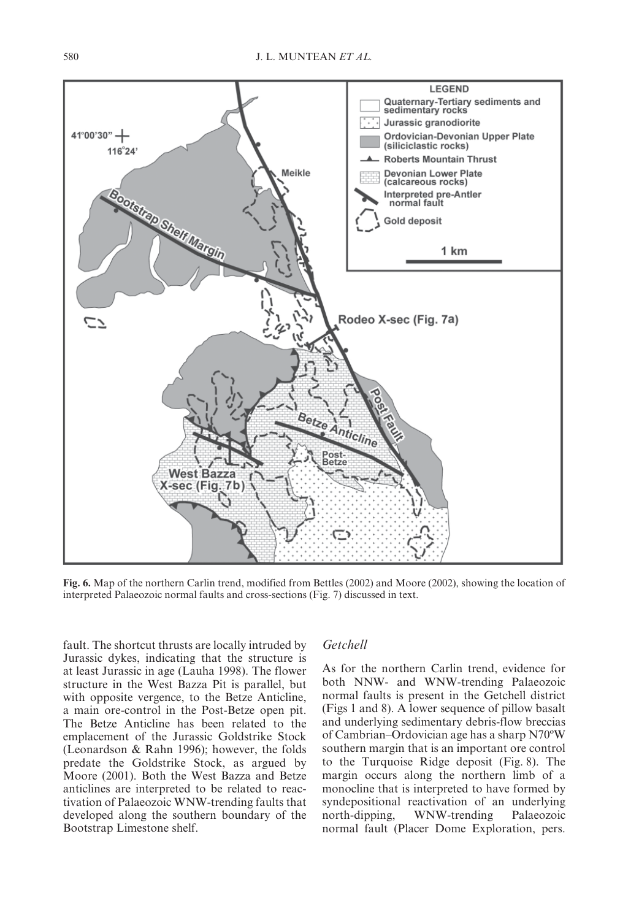**Fig. 6.** Map of the northern Carlin trend, modified from Bettles (2002) and Moore (2002), showing the location of interpreted Palaeozoic normal faults and cross-sections (Fig. 7) discussed in text.

fault. The shortcut thrusts are locally intruded by Jurassic dykes, indicating that the structure is at least Jurassic in age (Lauha 1998). The flower structure in the West Bazza Pit is parallel, but with opposite vergence, to the Betze Anticline, a main ore-control in the Post-Betze open pit. The Betze Anticline has been related to the emplacement of the Jurassic Goldstrike Stock (Leonardson & Rahn 1996); however, the folds predate the Goldstrike Stock, as argued by Moore (2001). Both the West Bazza and Betze anticlines are interpreted to be related to reactivation of Palaeozoic WNW-trending faults that developed along the southern boundary of the Bootstrap Limestone shelf.

### *Getchell*

As for the northern Carlin trend, evidence for both NNW- and WNW-trending Palaeozoic normal faults is present in the Getchell district (Figs 1 and 8). A lower sequence of pillow basalt and underlying sedimentary debris-flow breccias of Cambrian–Ordovician age has a sharp N70ºW southern margin that is an important ore control to the Turquoise Ridge deposit (Fig. 8). The margin occurs along the northern limb of a monocline that is interpreted to have formed by syndepositional reactivation of an underlying north-dipping, WNW-trending Palaeozoic normal fault (Placer Dome Exploration, pers.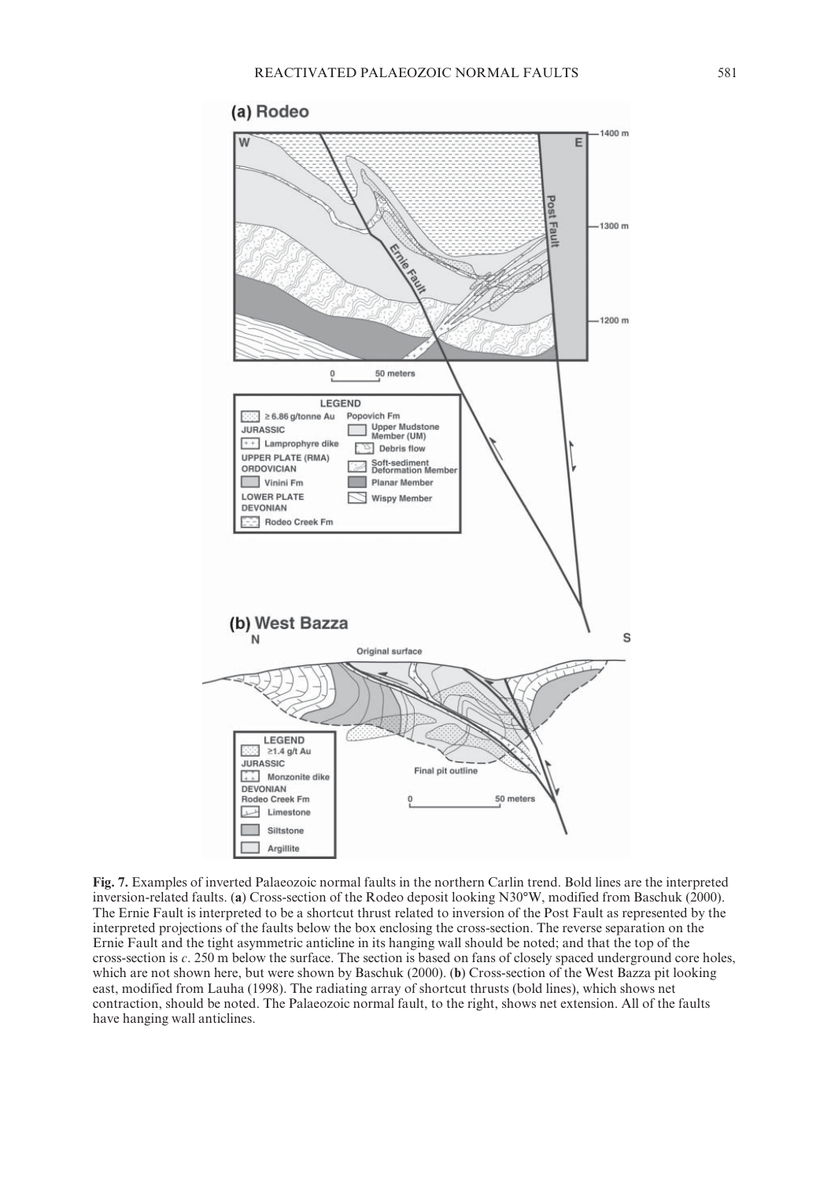**Fig. 7.** Examples of inverted Palaeozoic normal faults in the northern Carlin trend. Bold lines are the interpreted inversion-related faults. (**a**) Cross-section of the Rodeo deposit looking N30°W, modified from Baschuk (2000). The Ernie Fault is interpreted to be a shortcut thrust related to inversion of the Post Fault as represented by the interpreted projections of the faults below the box enclosing the cross-section. The reverse separation on the Ernie Fault and the tight asymmetric anticline in its hanging wall should be noted; and that the top of the cross-section is *c*. 250 m below the surface. The section is based on fans of closely spaced underground core holes, which are not shown here, but were shown by Baschuk (2000). (**b**) Cross-section of the West Bazza pit looking east, modified from Lauha (1998). The radiating array of shortcut thrusts (bold lines), which shows net contraction, should be noted. The Palaeozoic normal fault, to the right, shows net extension. All of the faults have hanging wall anticlines.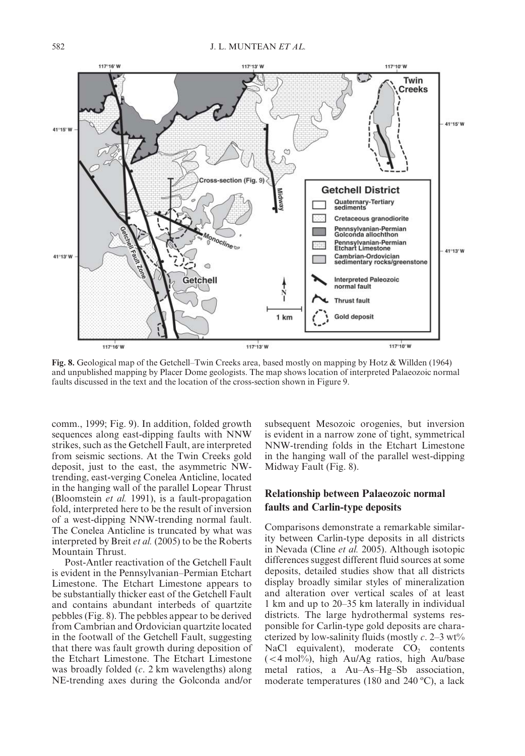**Fig. 8.** Geological map of the Getchell–Twin Creeks area, based mostly on mapping by Hotz & Willden (1964) and unpublished mapping by Placer Dome geologists. The map shows location of interpreted Palaeozoic normal faults discussed in the text and the location of the cross-section shown in Figure 9.

comm., 1999; Fig. 9). In addition, folded growth sequences along east-dipping faults with NNW strikes, such as the Getchell Fault, are interpreted from seismic sections. At the Twin Creeks gold deposit, just to the east, the asymmetric NW-trending, east-verging Conelea Anticline, located in the hanging wall of the parallel Lopear Thrust (Bloomstein *et al.* 1991), is a fault-propagation fold, interpreted here to be the result of inversion of a west-dipping NNW-trending normal fault. The Conelea Anticline is truncated by what was interpreted by Breit *et al.* (2005) to be the Roberts Mountain Thrust.

Post-Antler reactivation of the Getchell Fault is evident in the Pennsylvanian–Permian Etchart Limestone. The Etchart Limestone appears to be substantially thicker east of the Getchell Fault and contains abundant interbeds of quartzite pebbles (Fig. 8). The pebbles appear to be derived from Cambrian and Ordovician quartzite located in the footwall of the Getchell Fault, suggesting that there was fault growth during deposition of the Etchart Limestone. The Etchart Limestone was broadly folded (*c.* 2 km wavelengths) along NE-trending axes during the Golconda and/or subsequent Mesozoic orogenies, but inversion is evident in a narrow zone of tight, symmetrical NNW-trending folds in the Etchart Limestone in the hanging wall of the parallel west-dipping Midway Fault (Fig. 8).

## Relationship between Palaeozoic normal faults and Carlin-type deposits

Comparisons demonstrate a remarkable similarity between Carlin-type deposits in all districts in Nevada (Cline *et al.* 2005). Although isotopic differences suggest different fluid sources at some deposits, detailed studies show that all districts display broadly similar styles of mineralization and alteration over vertical scales of at least 1 km and up to 20–35 km laterally in individual districts. The large hydrothermal systems responsible for Carlin-type gold deposits are characterized by low-salinity fluids (mostly *c.* 2–3 wt% NaCl equivalent), moderate $CO_2$ contents (<4 mol%), high Au/Ag ratios, high Au/base metal ratios, a Au–As–Hg–Sb association, moderate temperatures (180 and 240 ºC), a lack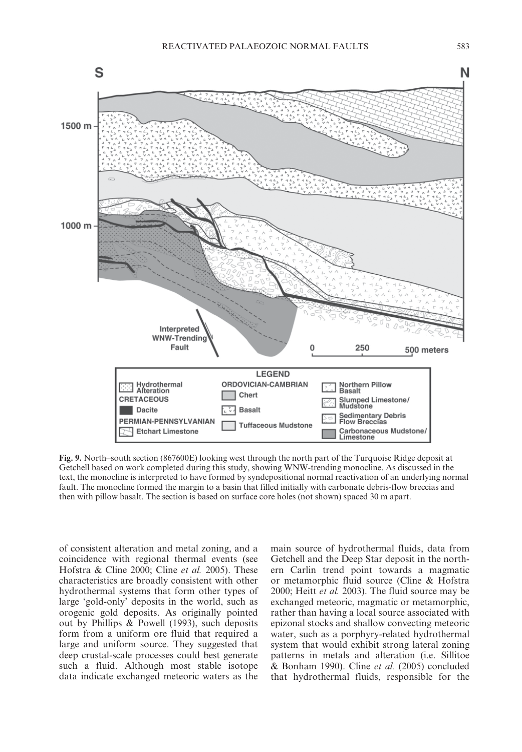**Fig. 9.** North–south section (867600E) looking west through the north part of the Turquoise Ridge deposit at Getchell based on work completed during this study, showing WNW-trending monocline. As discussed in the text, the monocline is interpreted to have formed by syndepositional normal reactivation of an underlying normal fault. The monocline formed the margin to a basin that filled initially with carbonate debris-flow breccias and then with pillow basalt. The section is based on surface core holes (not shown) spaced 30 m apart.

of consistent alteration and metal zoning, and a coincidence with regional thermal events (see Hofstra & Cline 2000; Cline *et al.* 2005). These characteristics are broadly consistent with other hydrothermal systems that form other types of large 'gold-only' deposits in the world, such as orogenic gold deposits. As originally pointed out by Phillips & Powell (1993), such deposits form from a uniform ore fluid that required a large and uniform source. They suggested that deep crustal-scale processes could best generate such a fluid. Although most stable isotope data indicate exchanged meteoric waters as the main source of hydrothermal fluids, data from Getchell and the Deep Star deposit in the northern Carlin trend point towards a magmatic or metamorphic fluid source (Cline & Hofstra 2000; Heitt *et al.* 2003). The fluid source may be exchanged meteoric, magmatic or metamorphic, rather than having a local source associated with epizonal stocks and shallow convecting meteoric water, such as a porphyry-related hydrothermal system that would exhibit strong lateral zoning patterns in metals and alteration (i.e. Sillitoe & Bonham 1990). Cline *et al.* (2005) concluded that hydrothermal fluids, responsible for the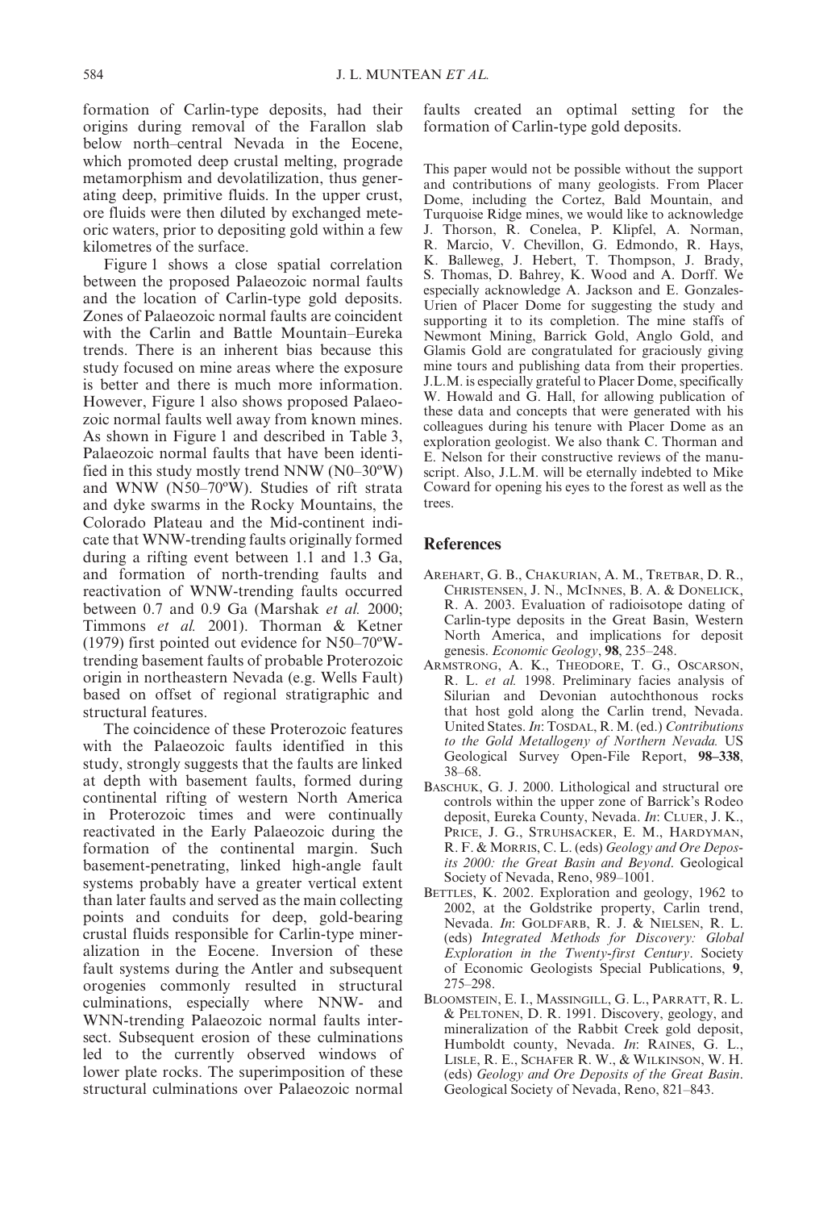formation of Carlin-type deposits, had their origins during removal of the Farallon slab below north–central Nevada in the Eocene, which promoted deep crustal melting, prograde metamorphism and devolatilization, thus generating deep, primitive fluids. In the upper crust, ore fluids were then diluted by exchanged meteoric waters, prior to depositing gold within a few kilometres of the surface.

Figure 1 shows a close spatial correlation between the proposed Palaeozoic normal faults and the location of Carlin-type gold deposits. Zones of Palaeozoic normal faults are coincident with the Carlin and Battle Mountain–Eureka trends. There is an inherent bias because this study focused on mine areas where the exposure is better and there is much more information. However, Figure 1 also shows proposed Palaeozoic normal faults well away from known mines. As shown in Figure 1 and described in Table 3, Palaeozoic normal faults that have been identified in this study mostly trend NNW (N0–30ºW) and WNW (N50–70ºW). Studies of rift strata and dyke swarms in the Rocky Mountains, the Colorado Plateau and the Mid-continent indicate that WNW-trending faults originally formed during a rifting event between 1.1 and 1.3 Ga, and formation of north-trending faults and reactivation of WNW-trending faults occurred between 0.7 and 0.9 Ga (Marshak *et al.* 2000; Timmons *et al.* 2001). Thorman & Ketner (1979) first pointed out evidence for N50–70ºW-trending basement faults of probable Proterozoic origin in northeastern Nevada (e.g. Wells Fault) based on offset of regional stratigraphic and structural features.

The coincidence of these Proterozoic features with the Palaeozoic faults identified in this study, strongly suggests that the faults are linked at depth with basement faults, formed during continental rifting of western North America in Proterozoic times and were continually reactivated in the Early Palaeozoic during the formation of the continental margin. Such basement-penetrating, linked high-angle fault systems probably have a greater vertical extent than later faults and served as the main collecting points and conduits for deep, gold-bearing crustal fluids responsible for Carlin-type mineralization in the Eocene. Inversion of these fault systems during the Antler and subsequent orogenies commonly resulted in structural culminations, especially where NNW- and WNN-trending Palaeozoic normal faults intersect. Subsequent erosion of these culminations led to the currently observed windows of lower plate rocks. The superimposition of these structural culminations over Palaeozoic normal faults created an optimal setting for the formation of Carlin-type gold deposits.

This paper would not be possible without the support and contributions of many geologists. From Placer Dome, including the Cortez, Bald Mountain, and Turquoise Ridge mines, we would like to acknowledge J. Thorson, R. Conelea, P. Klipfel, A. Norman, R. Marcio, V. Chevillon, G. Edmondo, R. Hays, K. Balleweg, J. Hebert, T. Thompson, J. Brady, S. Thomas, D. Bahrey, K. Wood and A. Dorff. We especially acknowledge A. Jackson and E. Gonzales-Urien of Placer Dome for suggesting the study and supporting it to its completion. The mine staffs of Newmont Mining, Barrick Gold, Anglo Gold, and Glamis Gold are congratulated for graciously giving mine tours and publishing data from their properties. J.L.M. is especially grateful to Placer Dome, specifically W. Howald and G. Hall, for allowing publication of these data and concepts that were generated with his colleagues during his tenure with Placer Dome as an exploration geologist. We also thank C. Thorman and E. Nelson for their constructive reviews of the manuscript. Also, J.L.M. will be eternally indebted to Mike Coward for opening his eyes to the forest as well as the trees.

## References

Arehart, G. B., Chakurian, A. M., Tretbar, D. R., Christensen, J. N., McInnes, B. A. & Donelick, R. A. 2003. Evaluation of radioisotope dating of Carlin-type deposits in the Great Basin, Western North America, and implications for deposit genesis. *Economic Geology*, **98**, 235–248.

Armstrong, A. K., Theodore, T. G., Oscarson, R. L. *et al.* 1998. Preliminary facies analysis of Silurian and Devonian autochthonous rocks that host gold along the Carlin trend, Nevada. United States. *In*: Tosdal, R. M. (ed.) *Contributions to the Gold Metallogeny of Northern Nevada.* US Geological Survey Open-File Report, **98–338**, 38–68.

Baschuk, G. J. 2000. Lithological and structural ore controls within the upper zone of Barrick's Rodeo deposit, Eureka County, Nevada. *In*: Cluer, J. K., Price, J. G., Struhsacker, E. M., Hardyman, R. F. & Morris, C. L. (eds) *Geology and Ore Deposits 2000: the Great Basin and Beyond*. Geological Society of Nevada, Reno, 989–1001.

Bettles, K. 2002. Exploration and geology, 1962 to 2002, at the Goldstrike property, Carlin trend, Nevada. *In*: Goldfarb, R. J. & Nielsen, R. L. (eds) *Integrated Methods for Discovery: Global Exploration in the Twenty-first Century*. Society of Economic Geologists Special Publications, **9**, 275–298.

Bloomstein, E. I., Massingill, G. L., Parratt, R. L. & Peltonen, D. R. 1991. Discovery, geology, and mineralization of the Rabbit Creek gold deposit, Humboldt county, Nevada. *In*: Raines, G. L., Lisle, R. E., Schafer R. W., & Wilkinson, W. H. (eds) *Geology and Ore Deposits of the Great Basin*. Geological Society of Nevada, Reno, 821–843.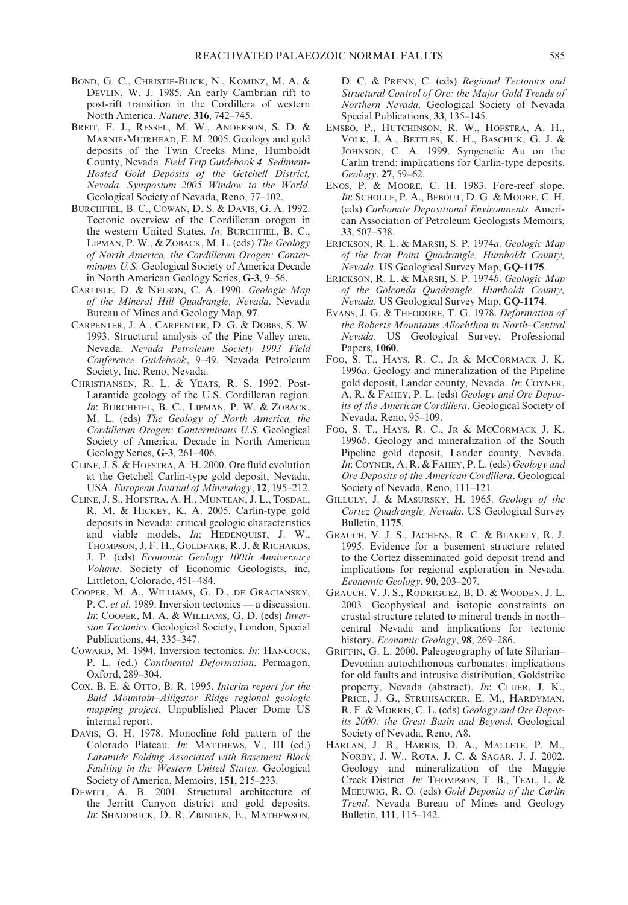Bond, G. C., Christie-Blick, N., Kominz, M. A. & Devlin, W. J. 1985. An early Cambrian rift to post-rift transition in the Cordillera of western North America. *Nature*, **316**, 742–745.

Breit, F. J., Ressel, M. W., Anderson, S. D. & Marnie-Muirhead, E. M. 2005. Geology and gold deposits of the Twin Creeks Mine, Humboldt County, Nevada. *Field Trip Guidebook 4, Sediment-Hosted Gold Deposits of the Getchell District, Nevada. Symposium 2005 Window to the World*. Geological Society of Nevada, Reno, 77–102.

Burchfiel, B. C., Cowan, D. S. & Davis, G. A. 1992. Tectonic overview of the Cordilleran orogen in the western United States. *In*: Burchfiel, B. C., Lipman, P. W., & Zoback, M. L. (eds) *The Geology of North America, the Cordilleran Orogen: Conterminous U.S.* Geological Society of America Decade in North American Geology Series, **G-3**, 9–56.

Carlisle, D. & Nelson, C. A. 1990. *Geologic Map of the Mineral Hill Quadrangle, Nevada*. Nevada Bureau of Mines and Geology Map, **97**.

Carpenter, J. A., Carpenter, D. G. & Dobbs, S. W. 1993. Structural analysis of the Pine Valley area, Nevada. *Nevada Petroleum Society 1993 Field Conference Guidebook*, 9–49. Nevada Petroleum Society, Inc, Reno, Nevada.

Christiansen, R. L. & Yeats, R. S. 1992. Post-Laramide geology of the U.S. Cordilleran region. *In*: Burchfiel, B. C., Lipman, P. W. & Zoback, M. L. (eds) *The Geology of North America, the Cordilleran Orogen: Conterminous U.S.* Geological Society of America, Decade in North American Geology Series, **G-3**, 261–406.

Cline, J. S. & Hofstra, A. H. 2000. Ore fluid evolution at the Getchell Carlin-type gold deposit, Nevada, USA. *European Journal of Mineralogy*, **12**, 195–212.

Cline, J. S., Hofstra, A. H., Muntean, J. L., Tosdal, R. M. & Hickey, K. A. 2005. Carlin-type gold deposits in Nevada: critical geologic characteristics and viable models. *In*: Hedenquist, J. W., Thompson, J. F. H., Goldfarb, R. J. & Richards, J. P. (eds) *Economic Geology 100th Anniversary Volume*. Society of Economic Geologists, inc, Littleton, Colorado, 451–484.

Cooper, M. A., Williams, G. D., de Graciansky, P. C. *et al.* 1989. Inversion tectonics — a discussion. *In*: Cooper, M. A. & Williams, G. D. (eds) *Inversion Tectonics*. Geological Society, London, Special Publications, **44**, 335–347.

Coward, M. 1994. Inversion tectonics. *In*: Hancock, P. L. (ed.) *Continental Deformation*. Permagon, Oxford, 289–304.

Cox, B. E. & Otto, B. R. 1995. *Interim report for the Bald Mountain–Alligator Ridge regional geologic mapping project*. Unpublished Placer Dome US internal report.

Davis, G. H. 1978. Monocline fold pattern of the Colorado Plateau. *In*: Matthews, V., III (ed.) *Laramide Folding Associated with Basement Block Faulting in the Western United States*. Geological Society of America, Memoirs, **151**, 215–233.

Dewitt, A. B. 2001. Structural architecture of the Jerritt Canyon district and gold deposits. *In*: Shaddrick, D. R, Zbinden, E., Mathewson, D. C. & Prenn, C. (eds) *Regional Tectonics and Structural Control of Ore: the Major Gold Trends of Northern Nevada*. Geological Society of Nevada Special Publications, **33**, 135–145.

Emsbo, P., Hutchinson, R. W., Hofstra, A. H., Volk, J. A., Bettles, K. H., Baschuk, G. J. & Johnson, C. A. 1999. Syngenetic Au on the Carlin trend: implications for Carlin-type deposits. *Geology*, **27**, 59–62.

Enos, P. & Moore, C. H. 1983. Fore-reef slope. *In*: Scholle, P. A., Bebout, D. G. & Moore, C. H. (eds) *Carbonate Depositional Environments.* American Association of Petroleum Geologists Memoirs, **33**, 507–538.

Erickson, R. L. & Marsh, S. P. 1974*a*. *Geologic Map of the Iron Point Quadrangle, Humboldt County, Nevada*. US Geological Survey Map, **GQ-1175**.

Erickson, R. L. & Marsh, S. P. 1974*b*. *Geologic Map of the Golconda Quadrangle, Humboldt County, Nevada*. US Geological Survey Map, **GQ-1174**.

Evans, J. G. & Theodore, T. G. 1978. *Deformation of the Roberts Mountains Allochthon in North–Central Nevada.* US Geological Survey, Professional Papers, **1060**.

Foo, S. T., Hays, R. C., Jr & McCormack J. K. 1996*a*. Geology and mineralization of the Pipeline gold deposit, Lander county, Nevada. *In*: Coyner, A. R. & Fahey, P. L. (eds) *Geology and Ore Deposits of the American Cordillera*. Geological Society of Nevada, Reno, 95–109.

Foo, S. T., Hays, R. C., Jr & McCormack J. K. 1996*b*. Geology and mineralization of the South Pipeline gold deposit, Lander county, Nevada. *In*: Coyner, A. R. & Fahey, P. L. (eds) *Geology and Ore Deposits of the American Cordillera*. Geological Society of Nevada, Reno, 111–121.

Gilluly, J. & Masursky, H. 1965. *Geology of the Cortez Quadrangle, Nevada*. US Geological Survey Bulletin, **1175**.

Grauch, V. J. S., Jachens, R. C. & Blakely, R. J. 1995. Evidence for a basement structure related to the Cortez disseminated gold deposit trend and implications for regional exploration in Nevada. *Economic Geology*, **90**, 203–207.

Grauch, V. J. S., Rodriguez, B. D. & Wooden, J. L. 2003. Geophysical and isotopic constraints on crustal structure related to mineral trends in north–central Nevada and implications for tectonic history. *Economic Geology*, **98**, 269–286.

Griffin, G. L. 2000. Paleogeography of late Silurian–Devonian autochthonous carbonates: implications for old faults and intrusive distribution, Goldstrike property, Nevada (abstract). *In*: Cluer, J. K., Price, J. G., Struhsacker, E. M., Hardyman, R. F. & Morris, C. L. (eds) *Geology and Ore Deposits 2000: the Great Basin and Beyond*. Geological Society of Nevada, Reno, A8.

Harlan, J. B., Harris, D. A., Mallete, P. M., Norby, J. W., Rota, J. C. & Sagar, J. J. 2002. Geology and mineralization of the Maggie Creek District. *In*: Thompson, T. B., Teal, L. & Meeuwig, R. O. (eds) *Gold Deposits of the Carlin Trend*. Nevada Bureau of Mines and Geology Bulletin, **111**, 115–142.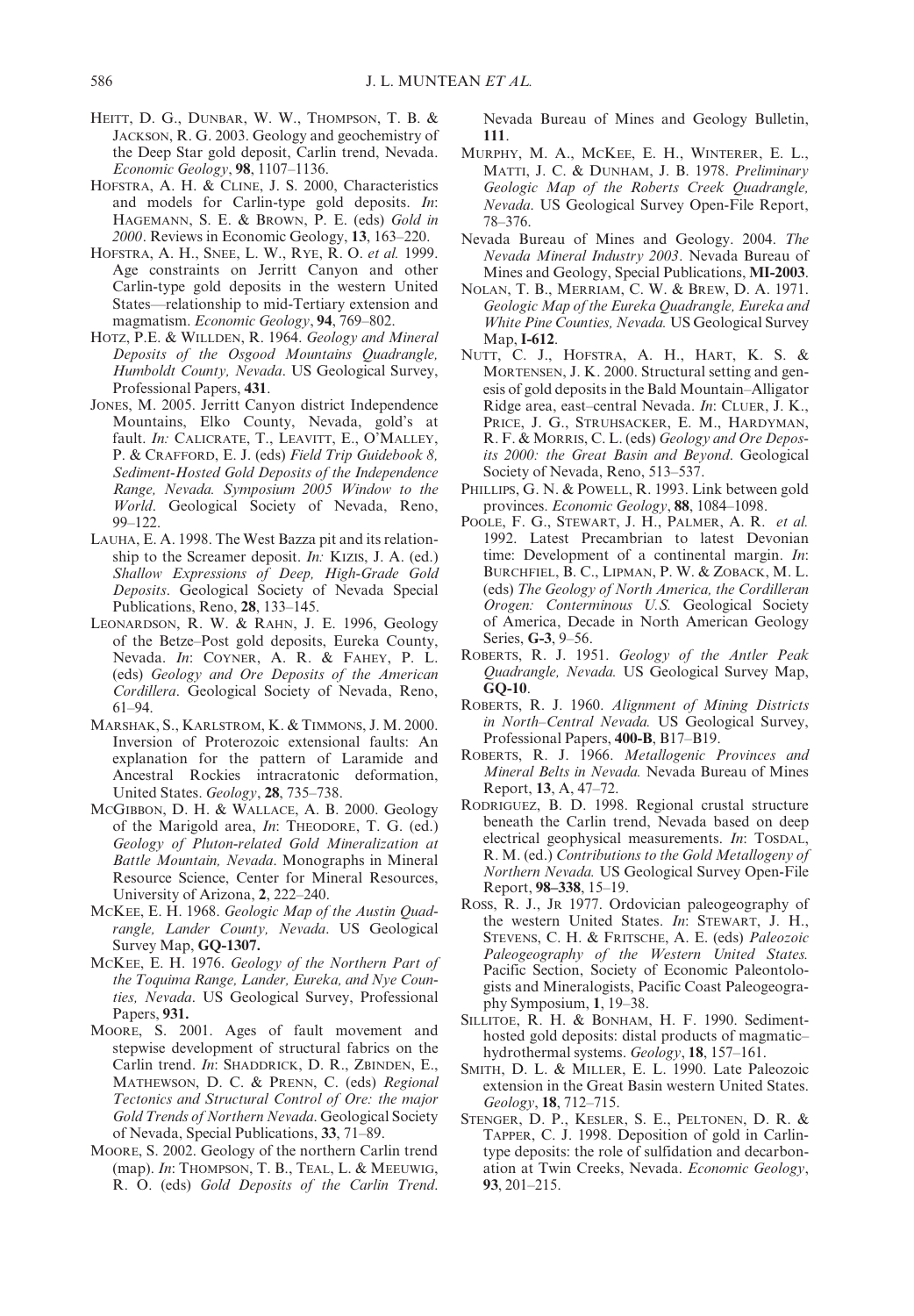Heitt, D. G., Dunbar, W. W., Thompson, T. B. & Jackson, R. G. 2003. Geology and geochemistry of the Deep Star gold deposit, Carlin trend, Nevada. *Economic Geology*, **98**, 1107–1136.

Hofstra, A. H. & Cline, J. S. 2000, Characteristics and models for Carlin-type gold deposits. *In*: Hagemann, S. E. & Brown, P. E. (eds) *Gold in 2000*. Reviews in Economic Geology, **13**, 163–220.

Hofstra, A. H., Snee, L. W., Rye, R. O. *et al.* 1999. Age constraints on Jerritt Canyon and other Carlin-type gold deposits in the western United States—relationship to mid-Tertiary extension and magmatism. *Economic Geology*, **94**, 769–802.

Hotz, P.E. & Willden, R. 1964. *Geology and Mineral Deposits of the Osgood Mountains Quadrangle, Humboldt County, Nevada*. US Geological Survey, Professional Papers, **431**.

Jones, M. 2005. Jerritt Canyon district Independence Mountains, Elko County, Nevada, gold's at fault. *In:* Calicrate, T., Leavitt, E., O'Malley, P. & Crafford, E. J. (eds) *Field Trip Guidebook 8, Sediment-Hosted Gold Deposits of the Independence Range, Nevada. Symposium 2005 Window to the World*. Geological Society of Nevada, Reno, 99–122.

Lauha, E. A. 1998. The West Bazza pit and its relationship to the Screamer deposit. *In:* Kizis, J. A. (ed.) *Shallow Expressions of Deep, High-Grade Gold Deposits*. Geological Society of Nevada Special Publications, Reno, **28**, 133–145.

Leonardson, R. W. & Rahn, J. E. 1996, Geology of the Betze–Post gold deposits, Eureka County, Nevada. *In*: Coyner, A. R. & Fahey, P. L. (eds) *Geology and Ore Deposits of the American Cordillera*. Geological Society of Nevada, Reno, 61–94.

Marshak, S., Karlstrom, K. & Timmons, J. M. 2000. Inversion of Proterozoic extensional faults: An explanation for the pattern of Laramide and Ancestral Rockies intracratonic deformation, United States. *Geology*, **28**, 735–738.

McGibbon, D. H. & Wallace, A. B. 2000. Geology of the Marigold area, *In*: Theodore, T. G. (ed.) *Geology of Pluton-related Gold Mineralization at Battle Mountain, Nevada*. Monographs in Mineral Resource Science, Center for Mineral Resources, University of Arizona, **2**, 222–240.

McKee, E. H. 1968. *Geologic Map of the Austin Quadrangle, Lander County, Nevada*. US Geological Survey Map, **GQ-1307.**

McKee, E. H. 1976. *Geology of the Northern Part of the Toquima Range, Lander, Eureka, and Nye Counties, Nevada*. US Geological Survey, Professional Papers, **931.**

Moore, S. 2001. Ages of fault movement and stepwise development of structural fabrics on the Carlin trend. *In*: Shaddrick, D. R., Zbinden, E., Mathewson, D. C. & Prenn, C. (eds) *Regional Tectonics and Structural Control of Ore: the major Gold Trends of Northern Nevada*. Geological Society of Nevada, Special Publications, **33**, 71–89.

Moore, S. 2002. Geology of the northern Carlin trend (map). *In*: Thompson, T. B., Teal, L. & Meeuwig, R. O. (eds) *Gold Deposits of the Carlin Trend*. Nevada Bureau of Mines and Geology Bulletin, **111**.

Murphy, M. A., McKee, E. H., Winterer, E. L., Matti, J. C. & Dunham, J. B. 1978. *Preliminary Geologic Map of the Roberts Creek Quadrangle, Nevada*. US Geological Survey Open-File Report, 78–376.

Nevada Bureau of Mines and Geology. 2004. *The Nevada Mineral Industry 2003*. Nevada Bureau of Mines and Geology, Special Publications, **MI-2003**.

Nolan, T. B., Merriam, C. W. & Brew, D. A. 1971. *Geologic Map of the Eureka Quadrangle, Eureka and White Pine Counties, Nevada.* US Geological Survey Map, **I-612**.

Nutt, C. J., Hofstra, A. H., Hart, K. S. & Mortensen, J. K. 2000. Structural setting and genesis of gold deposits in the Bald Mountain–Alligator Ridge area, east–central Nevada. *In*: Cluer, J. K., Price, J. G., Struhsacker, E. M., Hardyman, R. F. & Morris, C. L. (eds) *Geology and Ore Deposits 2000: the Great Basin and Beyond*. Geological Society of Nevada, Reno, 513–537.

Phillips, G. N. & Powell, R. 1993. Link between gold provinces. *Economic Geology*, **88**, 1084–1098.

Poole, F. G., Stewart, J. H., Palmer, A. R. *et al.* 1992. Latest Precambrian to latest Devonian time: Development of a continental margin. *In*: Burchfiel, B. C., Lipman, P. W. & Zoback, M. L. (eds) *The Geology of North America, the Cordilleran Orogen: Conterminous U.S.* Geological Society of America, Decade in North American Geology Series, **G-3**, 9–56.

Roberts, R. J. 1951. *Geology of the Antler Peak Quadrangle, Nevada.* US Geological Survey Map, **GQ-10**.

Roberts, R. J. 1960. *Alignment of Mining Districts in North–Central Nevada.* US Geological Survey, Professional Papers, **400-B**, B17–B19.

Roberts, R. J. 1966. *Metallogenic Provinces and Mineral Belts in Nevada.* Nevada Bureau of Mines Report, **13**, A, 47–72.

Rodriguez, B. D. 1998. Regional crustal structure beneath the Carlin trend, Nevada based on deep electrical geophysical measurements. *In*: Tosdal, R. M. (ed.) *Contributions to the Gold Metallogeny of Northern Nevada.* US Geological Survey Open-File Report, **98–338**, 15–19.

Ross, R. J., Jr 1977. Ordovician paleogeography of the western United States. *In*: Stewart, J. H., Stevens, C. H. & Fritsche, A. E. (eds) *Paleozoic Paleogeography of the Western United States.* Pacific Section, Society of Economic Paleontologists and Mineralogists, Pacific Coast Paleogeography Symposium, **1**, 19–38.

Sillitoe, R. H. & Bonham, H. F. 1990. Sediment-hosted gold deposits: distal products of magmatic–hydrothermal systems. *Geology*, **18**, 157–161.

Smith, D. L. & Miller, E. L. 1990. Late Paleozoic extension in the Great Basin western United States. *Geology*, **18**, 712–715.

Stenger, D. P., Kesler, S. E., Peltonen, D. R. & Tapper, C. J. 1998. Deposition of gold in Carlin-type deposits: the role of sulfidation and decarbonation at Twin Creeks, Nevada. *Economic Geology*, **93**, 201–215.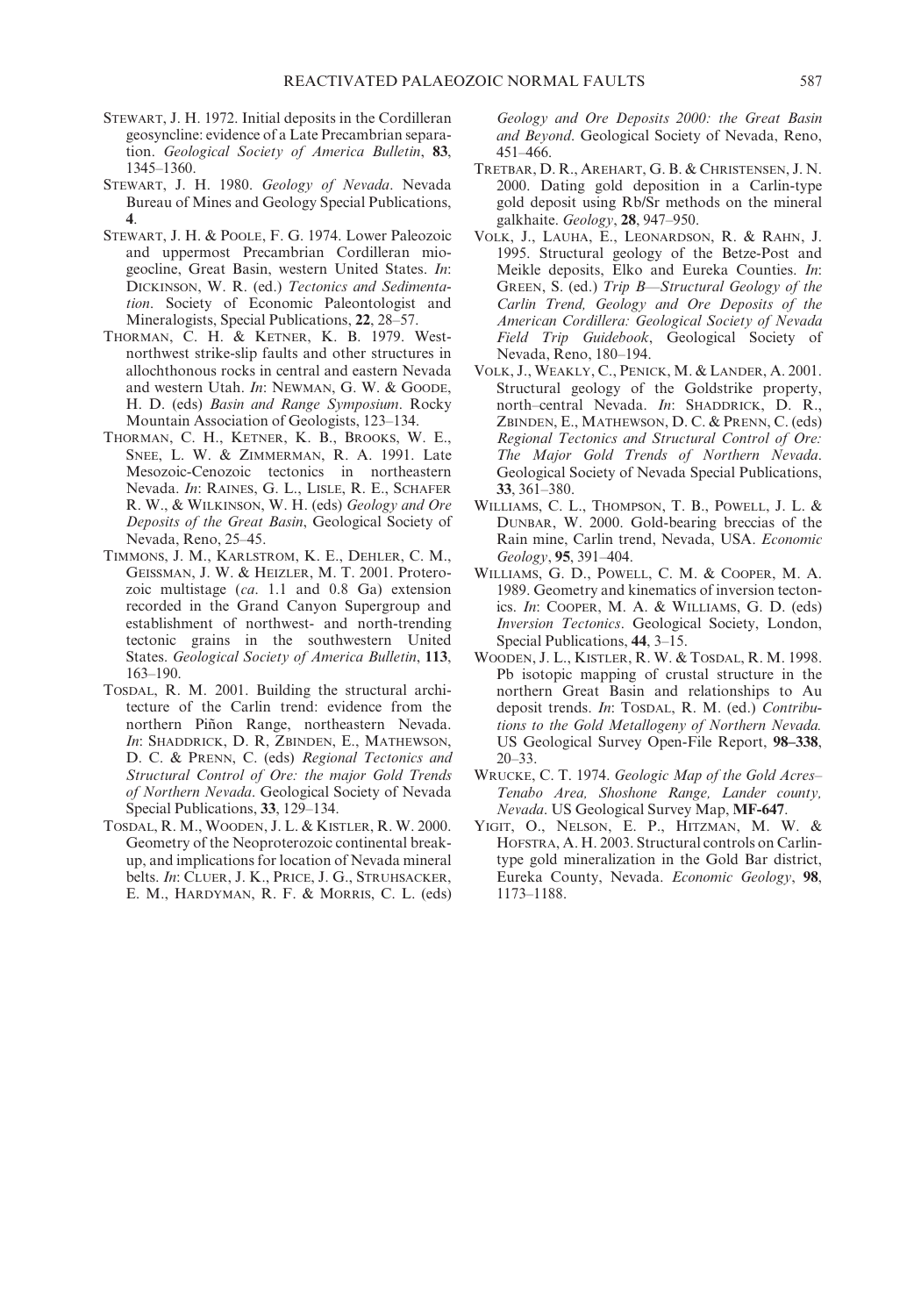STEWART, J. H. 1972. Initial deposits in the Cordilleran geosyncline: evidence of a Late Precambrian separation. *Geological Society of America Bulletin*, **83**, 1345–1360.

STEWART, J. H. 1980. *Geology of Nevada*. Nevada Bureau of Mines and Geology Special Publications, **4**.

STEWART, J. H. & POOLE, F. G. 1974. Lower Paleozoic and uppermost Precambrian Cordilleran miogeocline, Great Basin, western United States. *In*: DICKINSON, W. R. (ed.) *Tectonics and Sedimentation*. Society of Economic Paleontologist and Mineralogists, Special Publications, **22**, 28–57.

THORMAN, C. H. & KETNER, K. B. 1979. West-northwest strike-slip faults and other structures in allochthonous rocks in central and eastern Nevada and western Utah. *In*: NEWMAN, G. W. & GOODE, H. D. (eds) *Basin and Range Symposium*. Rocky Mountain Association of Geologists, 123–134.

THORMAN, C. H., KETNER, K. B., BROOKS, W. E., SNEE, L. W. & ZIMMERMAN, R. A. 1991. Late Mesozoic-Cenozoic tectonics in northeastern Nevada. *In*: RAINES, G. L., LISLE, R. E., SCHAFER R. W., & WILKINSON, W. H. (eds) *Geology and Ore Deposits of the Great Basin*, Geological Society of Nevada, Reno, 25–45.

TIMMONS, J. M., KARLSTROM, K. E., DEHLER, C. M., GEISSMAN, J. W. & HEIZLER, M. T. 2001. Proterozoic multistage (*ca*. 1.1 and 0.8 Ga) extension recorded in the Grand Canyon Supergroup and establishment of northwest- and north-trending tectonic grains in the southwestern United States. *Geological Society of America Bulletin*, **113**, 163–190.

TOSDAL, R. M. 2001. Building the structural architecture of the Carlin trend: evidence from the northern Piñon Range, northeastern Nevada. *In*: SHADDRICK, D. R, ZBINDEN, E., MATHEWSON, D. C. & PRENN, C. (eds) *Regional Tectonics and Structural Control of Ore: the major Gold Trends of Northern Nevada*. Geological Society of Nevada Special Publications, **33**, 129–134.

TOSDAL, R. M., WOODEN, J. L. & KISTLER, R. W. 2000. Geometry of the Neoproterozoic continental breakup, and implications for location of Nevada mineral belts. *In*: CLUER, J. K., PRICE, J. G., STRUHSACKER, E. M., HARDYMAN, R. F. & MORRIS, C. L. (eds) *Geology and Ore Deposits 2000: the Great Basin and Beyond*. Geological Society of Nevada, Reno, 451–466.

TRETBAR, D. R., AREHART, G. B. & CHRISTENSEN, J. N. 2000. Dating gold deposition in a Carlin-type gold deposit using Rb/Sr methods on the mineral galkhaite. *Geology*, **28**, 947–950.

VOLK, J., LAUHA, E., LEONARDSON, R. & RAHN, J. 1995. Structural geology of the Betze-Post and Meikle deposits, Elko and Eureka Counties. *In*: GREEN, S. (ed.) *Trip B—Structural Geology of the Carlin Trend, Geology and Ore Deposits of the American Cordillera: Geological Society of Nevada Field Trip Guidebook*, Geological Society of Nevada, Reno, 180–194.

VOLK, J., WEAKLY, C., PENICK, M. & LANDER, A. 2001. Structural geology of the Goldstrike property, north–central Nevada. *In*: SHADDRICK, D. R., ZBINDEN, E., MATHEWSON, D. C. & PRENN, C. (eds) *Regional Tectonics and Structural Control of Ore: The Major Gold Trends of Northern Nevada*. Geological Society of Nevada Special Publications, **33**, 361–380.

WILLIAMS, C. L., THOMPSON, T. B., POWELL, J. L. & DUNBAR, W. 2000. Gold-bearing breccias of the Rain mine, Carlin trend, Nevada, USA. *Economic Geology*, **95**, 391–404.

WILLIAMS, G. D., POWELL, C. M. & COOPER, M. A. 1989. Geometry and kinematics of inversion tectonics. *In*: COOPER, M. A. & WILLIAMS, G. D. (eds) *Inversion Tectonics*. Geological Society, London, Special Publications, **44**, 3–15.

WOODEN, J. L., KISTLER, R. W. & TOSDAL, R. M. 1998. Pb isotopic mapping of crustal structure in the northern Great Basin and relationships to Au deposit trends. *In*: TOSDAL, R. M. (ed.) *Contributions to the Gold Metallogeny of Northern Nevada.* US Geological Survey Open-File Report, **98–338**, 20–33.

WRUCKE, C. T. 1974. *Geologic Map of the Gold Acres–Tenabo Area, Shoshone Range, Lander county, Nevada*. US Geological Survey Map, **MF-647**.

YIGIT, O., NELSON, E. P., HITZMAN, M. W. & HOFSTRA, A. H. 2003. Structural controls on Carlin-type gold mineralization in the Gold Bar district, Eureka County, Nevada. *Economic Geology*, **98**, 1173–1188.